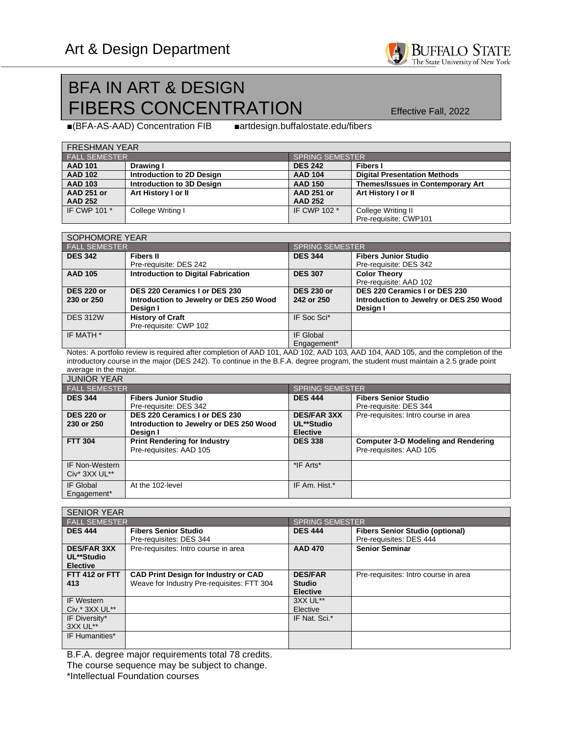Art & Design Department

# BFA IN ART & DESIGN
# FIBERS CONCENTRATION

Effective Fall, 2022

■(BFA-AS-AAD) Concentration FIB ■artdesign.buffalostate.edu/fibers

| FRESHMAN YEAR | | | |
|---|---|---|---|
| FALL SEMESTER | | SPRING SEMESTER | |
| **AAD 101** | **Drawing I** | **DES 242** | **Fibers I** |
| **AAD 102** | **Introduction to 2D Design** | **AAD 104** | **Digital Presentation Methods** |
| **AAD 103** | **Introduction to 3D Design** | **AAD 150** | **Themes/Issues in Contemporary Art** |
| **AAD 251 or AAD 252** | **Art History I or II** | **AAD 251 or AAD 252** | **Art History I or II** |
| IF CWP 101 * | College Writing I | IF CWP 102 * | College Writing II<br>Pre-requisite: CWP101 |

| SOPHOMORE YEAR | | | |
|---|---|---|---|
| FALL SEMESTER | | SPRING SEMESTER | |
| **DES 342** | **Fibers II**<br>Pre-requisite: DES 242 | **DES 344** | **Fibers Junior Studio**<br>Pre-requisite: DES 342 |
| **AAD 105** | **Introduction to Digital Fabrication** | **DES 307** | **Color Theory**<br>Pre-requisite: AAD 102 |
| **DES 220 or 230 or 250** | **DES 220 Ceramics I or DES 230 Introduction to Jewelry or DES 250 Wood Design I** | **DES 230 or 242 or 250** | **DES 220 Ceramics I or DES 230 Introduction to Jewelry or DES 250 Wood Design I** |
| DES 312W | **History of Craft**<br>Pre-requisite: CWP 102 | IF Soc Sci* | |
| IF MATH * | | IF Global Engagement* | |

Notes: A portfolio review is required after completion of AAD 101, AAD 102, AAD 103, AAD 104, AAD 105, and the completion of the introductory course in the major (DES 242). To continue in the B.F.A. degree program, the student must maintain a 2.5 grade point average in the major.

| JUNIOR YEAR | | | |
|---|---|---|---|
| FALL SEMESTER | | SPRING SEMESTER | |
| **DES 344** | **Fibers Junior Studio**<br>Pre-requisite: DES 342 | **DES 444** | **Fibers Senior Studio**<br>Pre-requisite: DES 344 |
| **DES 220 or 230 or 250** | **DES 220 Ceramics I or DES 230 Introduction to Jewelry or DES 250 Wood Design I** | **DES/FAR 3XX UL**Studio Elective** | Pre-requisites: Intro course in area |
| **FTT 304** | **Print Rendering for Industry**<br>Pre-requisites: AAD 105 | **DES 338** | **Computer 3-D Modeling and Rendering**<br>Pre-requisites: AAD 105 |
| IF Non-Western Civ* 3XX UL** | | *IF Arts* | |
| IF Global Engagement* | At the 102-level | IF Am. Hist.* | |

| SENIOR YEAR | | | |
|---|---|---|---|
| FALL SEMESTER | | SPRING SEMESTER | |
| **DES 444** | **Fibers Senior Studio**<br>Pre-requisites: DES 344 | **DES 444** | **Fibers Senior Studio (optional)**<br>Pre-requisites: DES 444 |
| **DES/FAR 3XX UL**Studio Elective** | Pre-requisites: Intro course in area | **AAD 470** | **Senior Seminar** |
| **FTT 412 or FTT 413** | **CAD Print Design for Industry or CAD** Weave for Industry Pre-requisites: FTT 304 | **DES/FAR Studio Elective** | Pre-requisites: Intro course in area |
| IF Western Civ.* 3XX UL** | | 3XX UL** Elective | |
| IF Diversity* 3XX UL** | | IF Nat. Sci.* | |
| IF Humanities* | | | |

B.F.A. degree major requirements total 78 credits.

The course sequence may be subject to change.

*Intellectual Foundation courses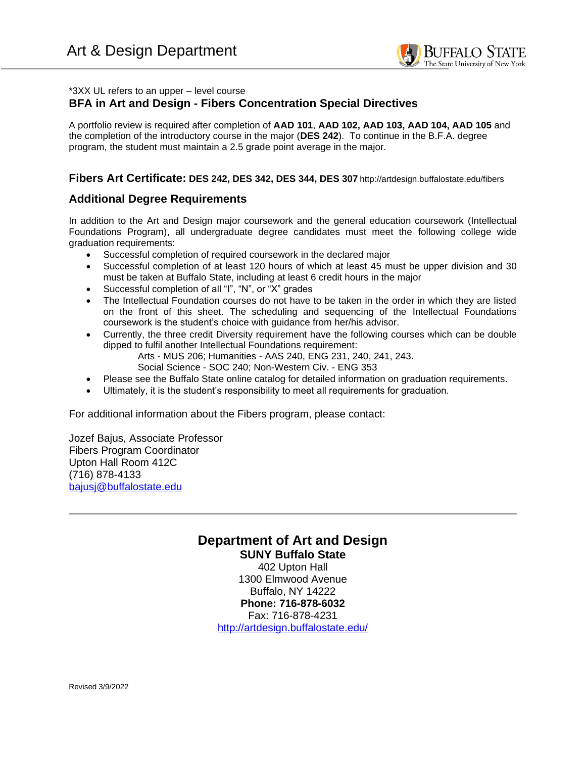*3XX UL refers to an upper – level course

## BFA in Art and Design - Fibers Concentration Special Directives

A portfolio review is required after completion of **AAD 101**, **AAD 102, AAD 103, AAD 104, AAD 105** and the completion of the introductory course in the major (**DES 242**). To continue in the B.F.A. degree program, the student must maintain a 2.5 grade point average in the major.

### Fibers Art Certificate: DES 242, DES 342, DES 344, DES 307 http://artdesign.buffalostate.edu/fibers

### Additional Degree Requirements

In addition to the Art and Design major coursework and the general education coursework (Intellectual Foundations Program), all undergraduate degree candidates must meet the following college wide graduation requirements:

- Successful completion of required coursework in the declared major
- Successful completion of at least 120 hours of which at least 45 must be upper division and 30 must be taken at Buffalo State, including at least 6 credit hours in the major
- Successful completion of all "I", "N", or "X" grades
- The Intellectual Foundation courses do not have to be taken in the order in which they are listed on the front of this sheet. The scheduling and sequencing of the Intellectual Foundations coursework is the student's choice with guidance from her/his advisor.
- Currently, the three credit Diversity requirement have the following courses which can be double dipped to fulfil another Intellectual Foundations requirement:
  Arts - MUS 206; Humanities - AAS 240, ENG 231, 240, 241, 243.
  Social Science - SOC 240; Non-Western Civ. - ENG 353
- Please see the Buffalo State online catalog for detailed information on graduation requirements.
- Ultimately, it is the student's responsibility to meet all requirements for graduation.

For additional information about the Fibers program, please contact:

Jozef Bajus, Associate Professor
Fibers Program Coordinator
Upton Hall Room 412C
(716) 878-4133
bajusj@buffalostate.edu

---

**Department of Art and Design**
**SUNY Buffalo State**
402 Upton Hall
1300 Elmwood Avenue
Buffalo, NY 14222
**Phone: 716-878-6032**
Fax: 716-878-4231
http://artdesign.buffalostate.edu/

Revised 3/9/2022